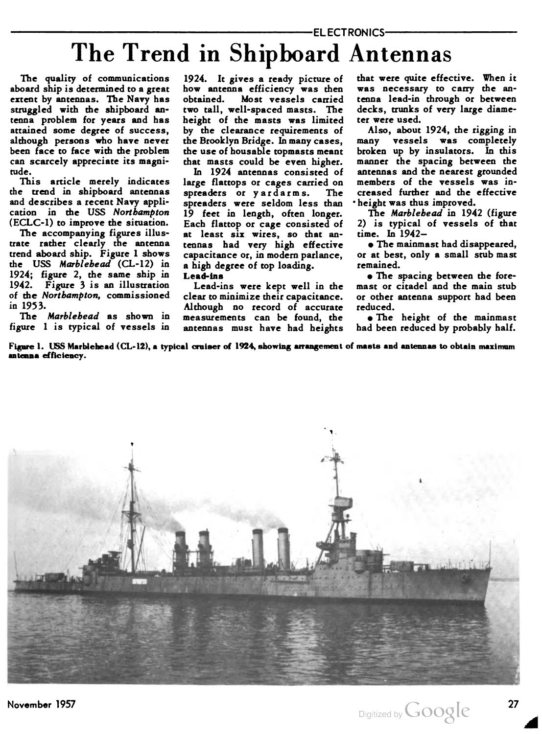# The Trend in Shipboard Antennas

The quality of communications aboard ship is determined to a great extent by antennas. The Navy has struggled with the shipboard antenna problem for years and has attained some degree of success, although persons who have never been face to face with the problem can scarcely appreciate its magnitude.

This article merely indicates the trend in shipboard antennas and describes a recent Navy application in the USS *Northampton* (ECLC-1) to improve the situation.

The accompanying figures illustrate rather clearly the antenna trend aboard ship. Figure 1 shows the USS *Marblehead* (CL-12) in 1924; figure 2, the same ship in 1942. Figure 3 is an illustration of the *Northampton*, commissioned in 1953.

The *Marblehead* as shown in figure 1 is typical of vessels in 1924. It gives a ready picture of how antenna efficiency was then obtained. Most vessels carried two tall, well-spaced masts. The height of the masts was limited by the clearance requirements of the Brooklyn Bridge. In many cases, the use of housable topmasts meant that masts could be even higher.

In 1924 antennas consisted of large flattops or cages carried on spreaders or yardarms. The spreaders were seldom less than 19 feet in length, often longer. Each flattop or cage consisted of at least six wires, so that antennas had very high effective capacitance or, in modern parlance, a high degree of top loading.

**Lead-ins**

Lead-ins were kept well in the clear to minimize their capacitance. Although no record of accurate measurements can be found, the antennas must have had heights that were quite effective. When it was necessary to carry the antenna lead-in through or between decks, trunks of very large diameter were used.

Also, about 1924, the rigging in many vessels was completely broken up by insulators. In this manner the spacing between the antennas and the nearest grounded members of the vessels was increased further and the effective height was thus improved.

The *Marblehead* in 1942 (figure 2) is typical of vessels of that time. In 1942—

- The mainmast had disappeared, or at best, only a small stub mast remained.
- The spacing between the foremast or citadel and the main stub or other antenna support had been reduced.
- The height of the mainmast had been reduced by probably half.

**Figure 1. USS Marblehead (CL-12), a typical cruiser of 1924, showing arrangement of masts and antennas to obtain maximum antenna efficiency.**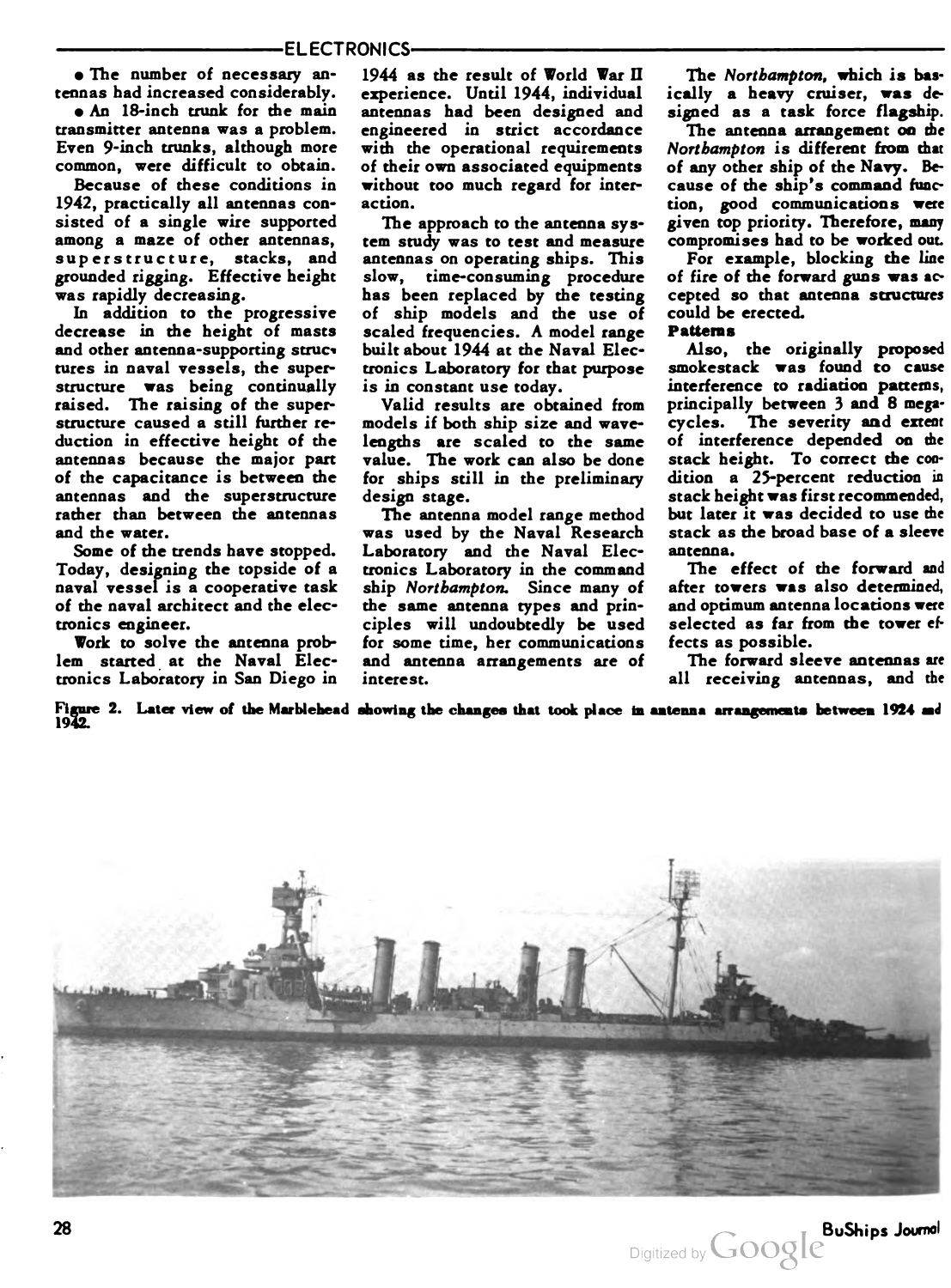- The number of necessary antennas had increased considerably.
- An 18-inch trunk for the main transmitter antenna was a problem. Even 9-inch trunks, although more common, were difficult to obtain.

Because of these conditions in 1942, practically all antennas consisted of a single wire supported among a maze of other antennas, superstructure, stacks, and grounded rigging. Effective height was rapidly decreasing.

In addition to the progressive decrease in the height of masts and other antenna-supporting structures in naval vessels, the superstructure was being continually raised. The raising of the superstructure caused a still further reduction in effective height of the antennas because the major part of the capacitance is between the antennas and the superstructure rather than between the antennas and the water.

Some of the trends have stopped. Today, designing the topside of a naval vessel is a cooperative task of the naval architect and the electronics engineer.

Work to solve the antenna problem started at the Naval Electronics Laboratory in San Diego in 1944 as the result of World War II experience. Until 1944, individual antennas had been designed and engineered in strict accordance with the operational requirements of their own associated equipments without too much regard for interaction.

The approach to the antenna system study was to test and measure antennas on operating ships. This slow, time-consuming procedure has been replaced by the testing of ship models and the use of scaled frequencies. A model range built about 1944 at the Naval Electronics Laboratory for that purpose is in constant use today.

Valid results are obtained from models if both ship size and wavelengths are scaled to the same value. The work can also be done for ships still in the preliminary design stage.

The antenna model range method was used by the Naval Research Laboratory and the Naval Electronics Laboratory in the command ship *Northampton*. Since many of the same antenna types and principles will undoubtedly be used for some time, her communications and antenna arrangements are of interest.

The *Northampton*, which is basically a heavy cruiser, was designed as a task force flagship.

The antenna arrangement on the *Northampton* is different from that of any other ship of the Navy. Because of the ship's command function, good communications were given top priority. Therefore, many compromises had to be worked out.

For example, blocking the line of fire of the forward guns was accepted so that antenna structures could be erected.

**Patterns**

Also, the originally proposed smokestack was found to cause interference to radiation patterns, principally between 3 and 8 megacycles. The severity and extent of interference depended on the stack height. To correct the condition a 25-percent reduction in stack height was first recommended, but later it was decided to use the stack as the broad base of a sleeve antenna.

The effect of the forward and after towers was also determined, and optimum antenna locations were selected as far from the tower effects as possible.

The forward sleeve antennas are all receiving antennas, and the

**Figure 2. Later view of the Marblehead showing the changes that took place in antenna arrangements between 1924 and 1942.**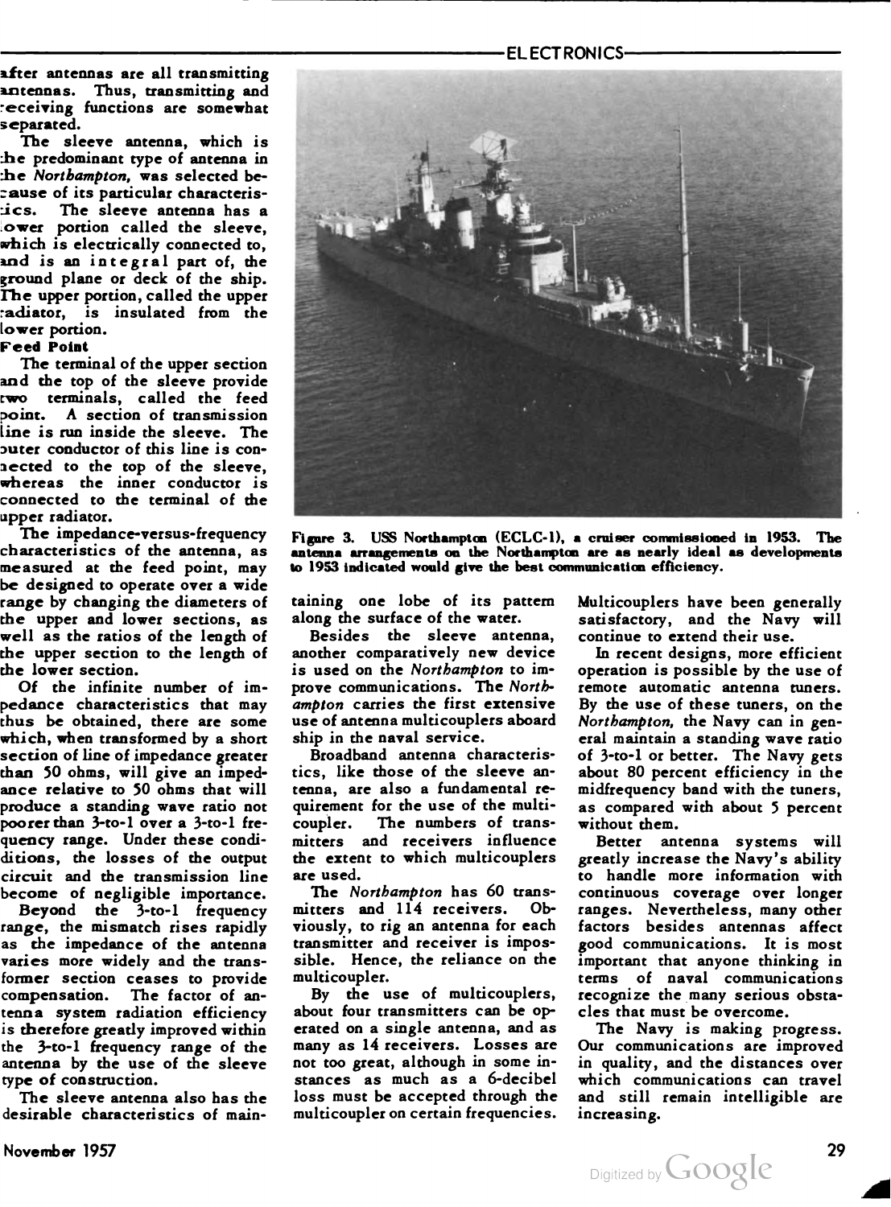after antennas are all transmitting antennas. Thus, transmitting and receiving functions are somewhat separated.

The sleeve antenna, which is the predominant type of antenna in the *Northampton*, was selected because of its particular characteristics. The sleeve antenna has a lower portion called the sleeve, which is electrically connected to, and is an integral part of, the ground plane or deck of the ship. The upper portion, called the upper radiator, is insulated from the lower portion.

**Feed Point**

The terminal of the upper section and the top of the sleeve provide two terminals, called the feed point. A section of transmission line is run inside the sleeve. The outer conductor of this line is connected to the top of the sleeve, whereas the inner conductor is connected to the terminal of the upper radiator.

The impedance-versus-frequency characteristics of the antenna, as measured at the feed point, may be designed to operate over a wide range by changing the diameters of the upper and lower sections, as well as the ratios of the length of the upper section to the length of the lower section.

Of the infinite number of impedance characteristics that may thus be obtained, there are some which, when transformed by a short section of line of impedance greater than 50 ohms, will give an impedance relative to 50 ohms that will produce a standing wave ratio not poorer than 3-to-1 over a 3-to-1 frequency range. Under these conditions, the losses of the output circuit and the transmission line become of negligible importance.

Beyond the 3-to-1 frequency range, the mismatch rises rapidly as the impedance of the antenna varies more widely and the transformer section ceases to provide compensation. The factor of antenna system radiation efficiency is therefore greatly improved within the 3-to-1 frequency range of the antenna by the use of the sleeve type of construction.

The sleeve antenna also has the desirable characteristics of maintaining one lobe of its pattern along the surface of the water.

**Figure 3. USS Northampton (ECLC-1), a cruiser commissioned in 1953. The antenna arrangements on the Northampton are as nearly ideal as developments to 1953 indicated would give the best communication efficiency.**

Besides the sleeve antenna, another comparatively new device is used on the *Northampton* to improve communications. The *Northampton* carries the first extensive use of antenna multicouplers aboard ship in the naval service.

Broadband antenna characteristics, like those of the sleeve antenna, are also a fundamental requirement for the use of the multicoupler. The numbers of transmitters and receivers influence the extent to which multicouplers are used.

The *Northampton* has 60 transmitters and 114 receivers. Obviously, to rig an antenna for each transmitter and receiver is impossible. Hence, the reliance on the multicoupler.

By the use of multicouplers, about four transmitters can be operated on a single antenna, and as many as 14 receivers. Losses are not too great, although in some instances as much as a 6-decibel loss must be accepted through the multicoupler on certain frequencies. Multicouplers have been generally satisfactory, and the Navy will continue to extend their use.

In recent designs, more efficient operation is possible by the use of remote automatic antenna tuners. By the use of these tuners, on the *Northampton*, the Navy can in general maintain a standing wave ratio of 3-to-1 or better. The Navy gets about 80 percent efficiency in the midfrequency band with the tuners, as compared with about 5 percent without them.

Better antenna systems will greatly increase the Navy's ability to handle more information with continuous coverage over longer ranges. Nevertheless, many other factors besides antennas affect good communications. It is most important that anyone thinking in terms of naval communications recognize the many serious obstacles that must be overcome.

The Navy is making progress. Our communications are improved in quality, and the distances over which communications can travel and still remain intelligible are increasing.